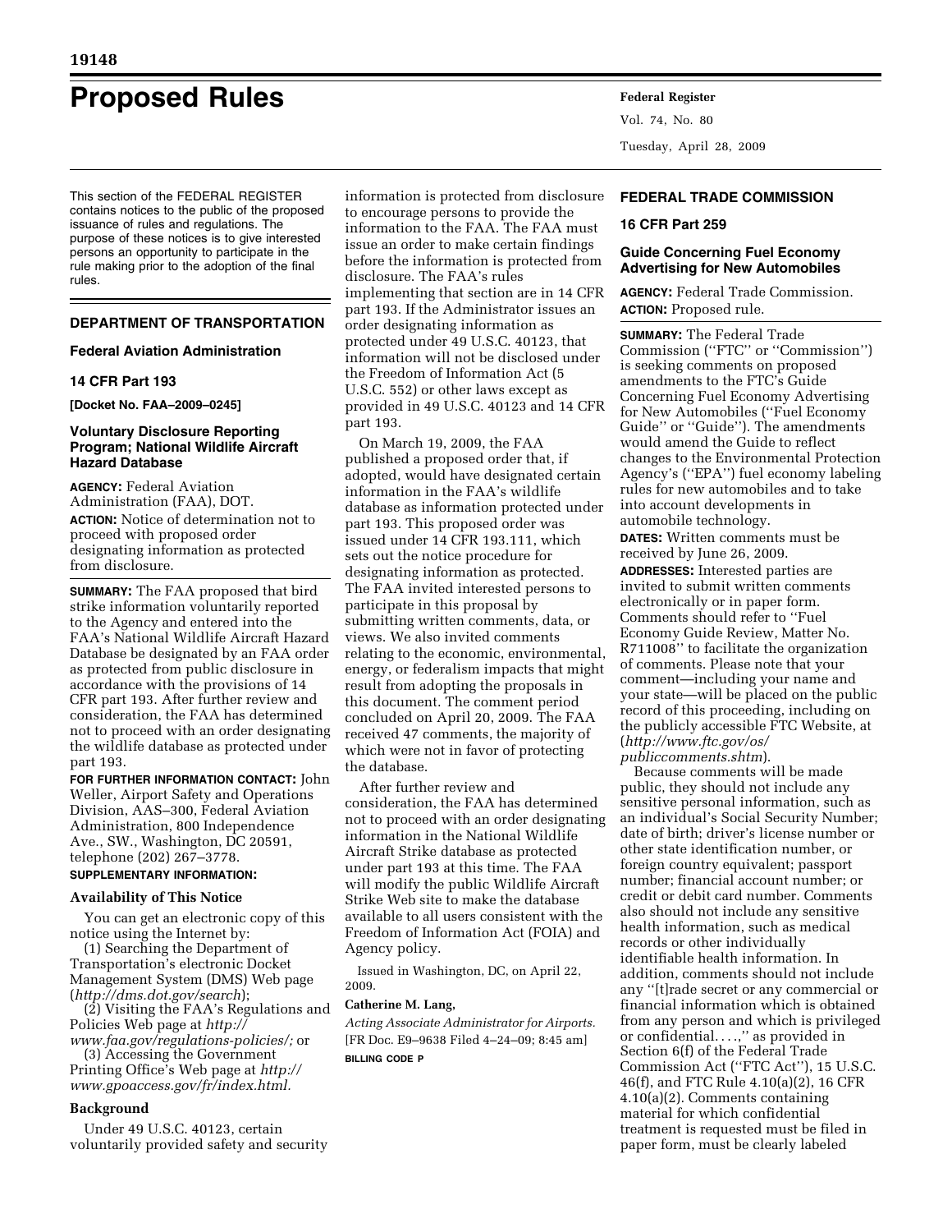# Proposed Rules

This section of the FEDERAL REGISTER contains notices to the public of the proposed issuance of rules and regulations. The purpose of these notices is to give interested persons an opportunity to participate in the rule making prior to the adoption of the final rules.

## DEPARTMENT OF TRANSPORTATION

### Federal Aviation Administration

### 14 CFR Part 193

**[Docket No. FAA–2009–0245]**

### Voluntary Disclosure Reporting Program; National Wildlife Aircraft Hazard Database

**AGENCY:** Federal Aviation Administration (FAA), DOT.

**ACTION:** Notice of determination not to proceed with proposed order designating information as protected from disclosure.

**SUMMARY:** The FAA proposed that bird strike information voluntarily reported to the Agency and entered into the FAA's National Wildlife Aircraft Hazard Database be designated by an FAA order as protected from public disclosure in accordance with the provisions of 14 CFR part 193. After further review and consideration, the FAA has determined not to proceed with an order designating the wildlife database as protected under part 193.

**FOR FURTHER INFORMATION CONTACT:** John Weller, Airport Safety and Operations Division, AAS–300, Federal Aviation Administration, 800 Independence Ave., SW., Washington, DC 20591, telephone (202) 267–3778.

**SUPPLEMENTARY INFORMATION:**

#### Availability of This Notice

You can get an electronic copy of this notice using the Internet by:

(1) Searching the Department of Transportation's electronic Docket Management System (DMS) Web page (*http://dms.dot.gov/search*);

(2) Visiting the FAA's Regulations and Policies Web page at *http://www.faa.gov/regulations-policies/;* or

(3) Accessing the Government Printing Office's Web page at *http://www.gpoaccess.gov/fr/index.html.*

#### Background

Under 49 U.S.C. 40123, certain voluntarily provided safety and security information is protected from disclosure to encourage persons to provide the information to the FAA. The FAA must issue an order to make certain findings before the information is protected from disclosure. The FAA's rules implementing that section are in 14 CFR part 193. If the Administrator issues an order designating information as protected under 49 U.S.C. 40123, that information will not be disclosed under the Freedom of Information Act (5 U.S.C. 552) or other laws except as provided in 49 U.S.C. 40123 and 14 CFR part 193.

On March 19, 2009, the FAA published a proposed order that, if adopted, would have designated certain information in the FAA's wildlife database as information protected under part 193. This proposed order was issued under 14 CFR 193.111, which sets out the notice procedure for designating information as protected. The FAA invited interested persons to participate in this proposal by submitting written comments, data, or views. We also invited comments relating to the economic, environmental, energy, or federalism impacts that might result from adopting the proposals in this document. The comment period concluded on April 20, 2009. The FAA received 47 comments, the majority of which were not in favor of protecting the database.

After further review and consideration, the FAA has determined not to proceed with an order designating information in the National Wildlife Aircraft Strike database as protected under part 193 at this time. The FAA will modify the public Wildlife Aircraft Strike Web site to make the database available to all users consistent with the Freedom of Information Act (FOIA) and Agency policy.

Issued in Washington, DC, on April 22, 2009.

**Catherine M. Lang,**

*Acting Associate Administrator for Airports.*

[FR Doc. E9–9638 Filed 4–24–09; 8:45 am]

**BILLING CODE P**

## FEDERAL TRADE COMMISSION

### 16 CFR Part 259

### Guide Concerning Fuel Economy Advertising for New Automobiles

**AGENCY:** Federal Trade Commission.

**ACTION:** Proposed rule.

**SUMMARY:** The Federal Trade Commission (''FTC'' or ''Commission'') is seeking comments on proposed amendments to the FTC's Guide Concerning Fuel Economy Advertising for New Automobiles (''Fuel Economy Guide'' or ''Guide''). The amendments would amend the Guide to reflect changes to the Environmental Protection Agency's (''EPA'') fuel economy labeling rules for new automobiles and to take into account developments in automobile technology.

**DATES:** Written comments must be received by June 26, 2009.

**ADDRESSES:** Interested parties are invited to submit written comments electronically or in paper form. Comments should refer to ''Fuel Economy Guide Review, Matter No. R711008'' to facilitate the organization of comments. Please note that your comment—including your name and your state—will be placed on the public record of this proceeding, including on the publicly accessible FTC Website, at (*http://www.ftc.gov/os/publiccomments.shtm*).

Because comments will be made public, they should not include any sensitive personal information, such as an individual's Social Security Number; date of birth; driver's license number or other state identification number, or foreign country equivalent; passport number; financial account number; or credit or debit card number. Comments also should not include any sensitive health information, such as medical records or other individually identifiable health information. In addition, comments should not include any ''[t]rade secret or any commercial or financial information which is obtained from any person and which is privileged or confidential. . . .,'' as provided in Section 6(f) of the Federal Trade Commission Act (''FTC Act''), 15 U.S.C. 46(f), and FTC Rule 4.10(a)(2), 16 CFR 4.10(a)(2). Comments containing material for which confidential treatment is requested must be filed in paper form, must be clearly labeled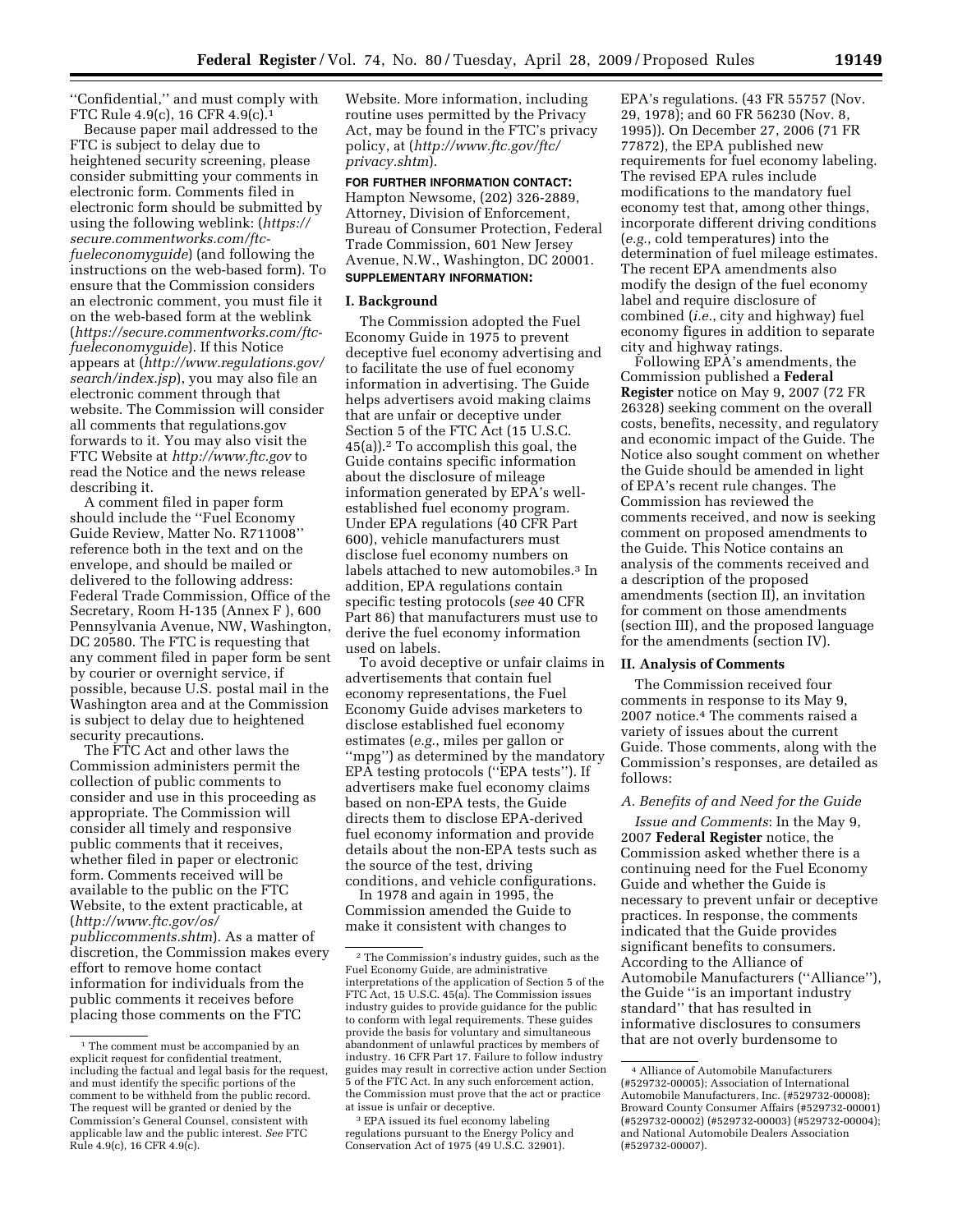''Confidential,'' and must comply with FTC Rule 4.9(c), 16 CFR 4.9(c).[1]

Because paper mail addressed to the FTC is subject to delay due to heightened security screening, please consider submitting your comments in electronic form. Comments filed in electronic form should be submitted by using the following weblink: (*https://secure.commentworks.com/ftc-fueleconomyguide*) (and following the instructions on the web-based form). To ensure that the Commission considers an electronic comment, you must file it on the web-based form at the weblink (*https://secure.commentworks.com/ftc-fueleconomyguide*). If this Notice appears at (*http://www.regulations.gov/search/index.jsp*), you may also file an electronic comment through that website. The Commission will consider all comments that regulations.gov forwards to it. You may also visit the FTC Website at *http://www.ftc.gov* to read the Notice and the news release describing it.

A comment filed in paper form should include the ''Fuel Economy Guide Review, Matter No. R711008'' reference both in the text and on the envelope, and should be mailed or delivered to the following address: Federal Trade Commission, Office of the Secretary, Room H-135 (Annex F ), 600 Pennsylvania Avenue, NW, Washington, DC 20580. The FTC is requesting that any comment filed in paper form be sent by courier or overnight service, if possible, because U.S. postal mail in the Washington area and at the Commission is subject to delay due to heightened security precautions.

The FTC Act and other laws the Commission administers permit the collection of public comments to consider and use in this proceeding as appropriate. The Commission will consider all timely and responsive public comments that it receives, whether filed in paper or electronic form. Comments received will be available to the public on the FTC Website, to the extent practicable, at (*http://www.ftc.gov/os/publiccomments.shtm*). As a matter of discretion, the Commission makes every effort to remove home contact information for individuals from the public comments it receives before placing those comments on the FTC Website. More information, including routine uses permitted by the Privacy Act, may be found in the FTC's privacy policy, at (*http://www.ftc.gov/ftc/privacy.shtm*).

**FOR FURTHER INFORMATION CONTACT:** Hampton Newsome, (202) 326-2889, Attorney, Division of Enforcement, Bureau of Consumer Protection, Federal Trade Commission, 601 New Jersey Avenue, N.W., Washington, DC 20001.

**SUPPLEMENTARY INFORMATION:**

## I. Background

The Commission adopted the Fuel Economy Guide in 1975 to prevent deceptive fuel economy advertising and to facilitate the use of fuel economy information in advertising. The Guide helps advertisers avoid making claims that are unfair or deceptive under Section 5 of the FTC Act (15 U.S.C. 45(a)).[2] To accomplish this goal, the Guide contains specific information about the disclosure of mileage information generated by EPA's well-established fuel economy program. Under EPA regulations (40 CFR Part 600), vehicle manufacturers must disclose fuel economy numbers on labels attached to new automobiles.[3] In addition, EPA regulations contain specific testing protocols (*see* 40 CFR Part 86) that manufacturers must use to derive the fuel economy information used on labels.

To avoid deceptive or unfair claims in advertisements that contain fuel economy representations, the Fuel Economy Guide advises marketers to disclose established fuel economy estimates (*e.g.*, miles per gallon or ''mpg'') as determined by the mandatory EPA testing protocols (''EPA tests''). If advertisers make fuel economy claims based on non-EPA tests, the Guide directs them to disclose EPA-derived fuel economy information and provide details about the non-EPA tests such as the source of the test, driving conditions, and vehicle configurations.

In 1978 and again in 1995, the Commission amended the Guide to make it consistent with changes to EPA's regulations. (43 FR 55757 (Nov. 29, 1978); and 60 FR 56230 (Nov. 8, 1995)). On December 27, 2006 (71 FR 77872), the EPA published new requirements for fuel economy labeling. The revised EPA rules include modifications to the mandatory fuel economy test that, among other things, incorporate different driving conditions (*e.g.*, cold temperatures) into the determination of fuel mileage estimates. The recent EPA amendments also modify the design of the fuel economy label and require disclosure of combined (*i.e.*, city and highway) fuel economy figures in addition to separate city and highway ratings.

Following EPA's amendments, the Commission published a **Federal Register** notice on May 9, 2007 (72 FR 26328) seeking comment on the overall costs, benefits, necessity, and regulatory and economic impact of the Guide. The Notice also sought comment on whether the Guide should be amended in light of EPA's recent rule changes. The Commission has reviewed the comments received, and now is seeking comment on proposed amendments to the Guide. This Notice contains an analysis of the comments received and a description of the proposed amendments (section II), an invitation for comment on those amendments (section III), and the proposed language for the amendments (section IV).

## II. Analysis of Comments

The Commission received four comments in response to its May 9, 2007 notice.[4] The comments raised a variety of issues about the current Guide. Those comments, along with the Commission's responses, are detailed as follows:

### A. Benefits of and Need for the Guide

*Issue and Comments*: In the May 9, 2007 **Federal Register** notice, the Commission asked whether there is a continuing need for the Fuel Economy Guide and whether the Guide is necessary to prevent unfair or deceptive practices. In response, the comments indicated that the Guide provides significant benefits to consumers. According to the Alliance of Automobile Manufacturers (''Alliance''), the Guide ''is an important industry standard'' that has resulted in informative disclosures to consumers that are not overly burdensome to

---

[1] The comment must be accompanied by an explicit request for confidential treatment, including the factual and legal basis for the request, and must identify the specific portions of the comment to be withheld from the public record. The request will be granted or denied by the Commission's General Counsel, consistent with applicable law and the public interest. *See* FTC Rule 4.9(c), 16 CFR 4.9(c).

[2] The Commission's industry guides, such as the Fuel Economy Guide, are administrative interpretations of the application of Section 5 of the FTC Act, 15 U.S.C. 45(a). The Commission issues industry guides to provide guidance for the public to conform with legal requirements. These guides provide the basis for voluntary and simultaneous abandonment of unlawful practices by members of industry. 16 CFR Part 17. Failure to follow industry guides may result in corrective action under Section 5 of the FTC Act. In any such enforcement action, the Commission must prove that the act or practice at issue is unfair or deceptive.

[3] EPA issued its fuel economy labeling regulations pursuant to the Energy Policy and Conservation Act of 1975 (49 U.S.C. 32901).

[4] Alliance of Automobile Manufacturers (#529732-00005); Association of International Automobile Manufacturers, Inc. (#529732-00008); Broward County Consumer Affairs (#529732-00001) (#529732-00002) (#529732-00003) (#529732-00004); and National Automobile Dealers Association (#529732-00007).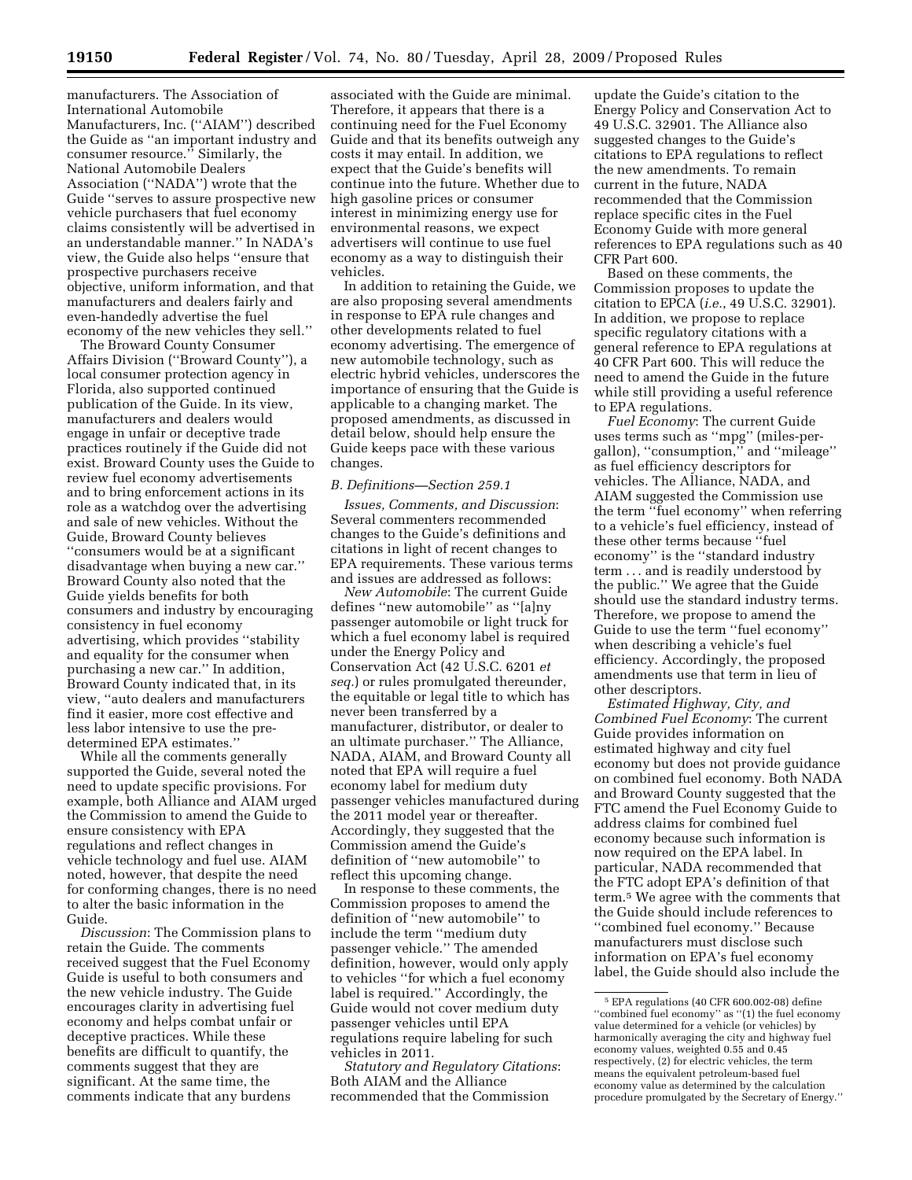manufacturers. The Association of International Automobile Manufacturers, Inc. (''AIAM'') described the Guide as ''an important industry and consumer resource.'' Similarly, the National Automobile Dealers Association (''NADA'') wrote that the Guide ''serves to assure prospective new vehicle purchasers that fuel economy claims consistently will be advertised in an understandable manner.'' In NADA's view, the Guide also helps ''ensure that prospective purchasers receive objective, uniform information, and that manufacturers and dealers fairly and even-handedly advertise the fuel economy of the new vehicles they sell.''

The Broward County Consumer Affairs Division (''Broward County''), a local consumer protection agency in Florida, also supported continued publication of the Guide. In its view, manufacturers and dealers would engage in unfair or deceptive trade practices routinely if the Guide did not exist. Broward County uses the Guide to review fuel economy advertisements and to bring enforcement actions in its role as a watchdog over the advertising and sale of new vehicles. Without the Guide, Broward County believes ''consumers would be at a significant disadvantage when buying a new car.'' Broward County also noted that the Guide yields benefits for both consumers and industry by encouraging consistency in fuel economy advertising, which provides ''stability and equality for the consumer when purchasing a new car.'' In addition, Broward County indicated that, in its view, ''auto dealers and manufacturers find it easier, more cost effective and less labor intensive to use the pre-determined EPA estimates.''

While all the comments generally supported the Guide, several noted the need to update specific provisions. For example, both Alliance and AIAM urged the Commission to amend the Guide to ensure consistency with EPA regulations and reflect changes in vehicle technology and fuel use. AIAM noted, however, that despite the need for conforming changes, there is no need to alter the basic information in the Guide.

*Discussion*: The Commission plans to retain the Guide. The comments received suggest that the Fuel Economy Guide is useful to both consumers and the new vehicle industry. The Guide encourages clarity in advertising fuel economy and helps combat unfair or deceptive practices. While these benefits are difficult to quantify, the comments suggest that they are significant. At the same time, the comments indicate that any burdens associated with the Guide are minimal. Therefore, it appears that there is a continuing need for the Fuel Economy Guide and that its benefits outweigh any costs it may entail. In addition, we expect that the Guide's benefits will continue into the future. Whether due to high gasoline prices or consumer interest in minimizing energy use for environmental reasons, we expect advertisers will continue to use fuel economy as a way to distinguish their vehicles.

In addition to retaining the Guide, we are also proposing several amendments in response to EPA rule changes and other developments related to fuel economy advertising. The emergence of new automobile technology, such as electric hybrid vehicles, underscores the importance of ensuring that the Guide is applicable to a changing market. The proposed amendments, as discussed in detail below, should help ensure the Guide keeps pace with these various changes.

### *B. Definitions—Section 259.1*

*Issues, Comments, and Discussion*: Several commenters recommended changes to the Guide's definitions and citations in light of recent changes to EPA requirements. These various terms and issues are addressed as follows:

*New Automobile*: The current Guide defines ''new automobile'' as ''[a]ny passenger automobile or light truck for which a fuel economy label is required under the Energy Policy and Conservation Act (42 U.S.C. 6201 *et seq.*) or rules promulgated thereunder, the equitable or legal title to which has never been transferred by a manufacturer, distributor, or dealer to an ultimate purchaser.'' The Alliance, NADA, AIAM, and Broward County all noted that EPA will require a fuel economy label for medium duty passenger vehicles manufactured during the 2011 model year or thereafter. Accordingly, they suggested that the Commission amend the Guide's definition of ''new automobile'' to reflect this upcoming change.

In response to these comments, the Commission proposes to amend the definition of ''new automobile'' to include the term ''medium duty passenger vehicle.'' The amended definition, however, would only apply to vehicles ''for which a fuel economy label is required.'' Accordingly, the Guide would not cover medium duty passenger vehicles until EPA regulations require labeling for such vehicles in 2011.

*Statutory and Regulatory Citations*: Both AIAM and the Alliance recommended that the Commission update the Guide's citation to the Energy Policy and Conservation Act to 49 U.S.C. 32901. The Alliance also suggested changes to the Guide's citations to EPA regulations to reflect the new amendments. To remain current in the future, NADA recommended that the Commission replace specific cites in the Fuel Economy Guide with more general references to EPA regulations such as 40 CFR Part 600.

Based on these comments, the Commission proposes to update the citation to EPCA (*i.e.*, 49 U.S.C. 32901). In addition, we propose to replace specific regulatory citations with a general reference to EPA regulations at 40 CFR Part 600. This will reduce the need to amend the Guide in the future while still providing a useful reference to EPA regulations.

*Fuel Economy*: The current Guide uses terms such as ''mpg'' (miles-per-gallon), ''consumption,'' and ''mileage'' as fuel efficiency descriptors for vehicles. The Alliance, NADA, and AIAM suggested the Commission use the term ''fuel economy'' when referring to a vehicle's fuel efficiency, instead of these other terms because ''fuel economy'' is the ''standard industry term . . . and is readily understood by the public.'' We agree that the Guide should use the standard industry terms. Therefore, we propose to amend the Guide to use the term ''fuel economy'' when describing a vehicle's fuel efficiency. Accordingly, the proposed amendments use that term in lieu of other descriptors.

*Estimated Highway, City, and Combined Fuel Economy*: The current Guide provides information on estimated highway and city fuel economy but does not provide guidance on combined fuel economy. Both NADA and Broward County suggested that the FTC amend the Fuel Economy Guide to address claims for combined fuel economy because such information is now required on the EPA label. In particular, NADA recommended that the FTC adopt EPA's definition of that term.[5] We agree with the comments that the Guide should include references to ''combined fuel economy.'' Because manufacturers must disclose such information on EPA's fuel economy label, the Guide should also include the

---

[5] EPA regulations (40 CFR 600.002-08) define ''combined fuel economy'' as ''(1) the fuel economy value determined for a vehicle (or vehicles) by harmonically averaging the city and highway fuel economy values, weighted 0.55 and 0.45 respectively, (2) for electric vehicles, the term means the equivalent petroleum-based fuel economy value as determined by the calculation procedure promulgated by the Secretary of Energy.''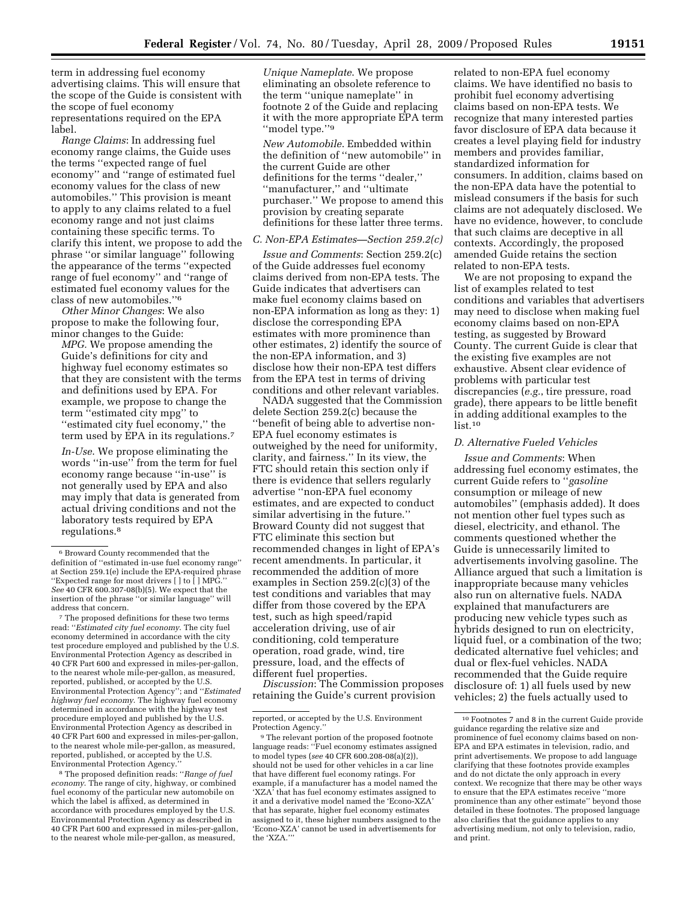term in addressing fuel economy advertising claims. This will ensure that the scope of the Guide is consistent with the scope of fuel economy representations required on the EPA label.

*Range Claims*: In addressing fuel economy range claims, the Guide uses the terms ''expected range of fuel economy'' and ''range of estimated fuel economy values for the class of new automobiles.'' This provision is meant to apply to any claims related to a fuel economy range and not just claims containing these specific terms. To clarify this intent, we propose to add the phrase ''or similar language'' following the appearance of the terms ''expected range of fuel economy'' and ''range of estimated fuel economy values for the class of new automobiles.''[6]

*Other Minor Changes*: We also propose to make the following four, minor changes to the Guide:

*MPG.* We propose amending the Guide's definitions for city and highway fuel economy estimates so that they are consistent with the terms and definitions used by EPA. For example, we propose to change the term ''estimated city mpg'' to ''estimated city fuel economy,'' the term used by EPA in its regulations.[7]

*In-Use.* We propose eliminating the words ''in-use'' from the term for fuel economy range because ''in-use'' is not generally used by EPA and also may imply that data is generated from actual driving conditions and not the laboratory tests required by EPA regulations.[8]

*Unique Nameplate.* We propose eliminating an obsolete reference to the term ''unique nameplate'' in footnote 2 of the Guide and replacing it with the more appropriate EPA term ''model type.''[9]

*New Automobile.* Embedded within the definition of ''new automobile'' in the current Guide are other definitions for the terms ''dealer,'' ''manufacturer,'' and ''ultimate purchaser.'' We propose to amend this provision by creating separate definitions for these latter three terms.

### *C. Non-EPA Estimates—Section 259.2(c)*

*Issue and Comments*: Section 259.2(c) of the Guide addresses fuel economy claims derived from non-EPA tests. The Guide indicates that advertisers can make fuel economy claims based on non-EPA information as long as they: 1) disclose the corresponding EPA estimates with more prominence than other estimates, 2) identify the source of the non-EPA information, and 3) disclose how their non-EPA test differs from the EPA test in terms of driving conditions and other relevant variables.

NADA suggested that the Commission delete Section 259.2(c) because the ''benefit of being able to advertise non-EPA fuel economy estimates is outweighed by the need for uniformity, clarity, and fairness.'' In its view, the FTC should retain this section only if there is evidence that sellers regularly advertise ''non-EPA fuel economy estimates, and are expected to conduct similar advertising in the future.'' Broward County did not suggest that FTC eliminate this section but recommended changes in light of EPA's recent amendments. In particular, it recommended the addition of more examples in Section 259.2(c)(3) of the test conditions and variables that may differ from those covered by the EPA test, such as high speed/rapid acceleration driving, use of air conditioning, cold temperature operation, road grade, wind, tire pressure, load, and the effects of different fuel properties.

*Discussion*: The Commission proposes retaining the Guide's current provision related to non-EPA fuel economy claims. We have identified no basis to prohibit fuel economy advertising claims based on non-EPA tests. We recognize that many interested parties favor disclosure of EPA data because it creates a level playing field for industry members and provides familiar, standardized information for consumers. In addition, claims based on the non-EPA data have the potential to mislead consumers if the basis for such claims are not adequately disclosed. We have no evidence, however, to conclude that such claims are deceptive in all contexts. Accordingly, the proposed amended Guide retains the section related to non-EPA tests.

We are not proposing to expand the list of examples related to test conditions and variables that advertisers may need to disclose when making fuel economy claims based on non-EPA testing, as suggested by Broward County. The current Guide is clear that the existing five examples are not exhaustive. Absent clear evidence of problems with particular test discrepancies (*e.g.*, tire pressure, road grade), there appears to be little benefit in adding additional examples to the list.[10]

### *D. Alternative Fueled Vehicles*

*Issue and Comments*: When addressing fuel economy estimates, the current Guide refers to ''*gasoline* consumption or mileage of new automobiles'' (emphasis added). It does not mention other fuel types such as diesel, electricity, and ethanol. The comments questioned whether the Guide is unnecessarily limited to advertisements involving gasoline. The Alliance argued that such a limitation is inappropriate because many vehicles also run on alternative fuels. NADA explained that manufacturers are producing new vehicle types such as hybrids designed to run on electricity, liquid fuel, or a combination of the two; dedicated alternative fuel vehicles; and dual or flex-fuel vehicles. NADA recommended that the Guide require disclosure of: 1) all fuels used by new vehicles; 2) the fuels actually used to

---

[6] Broward County recommended that the definition of ''estimated in-use fuel economy range'' at Section 259.1(e) include the EPA-required phrase ''Expected range for most drivers [ ] to [ ] MPG.'' *See* 40 CFR 600.307-08(b)(5). We expect that the insertion of the phrase ''or similar language'' will address that concern.

[7] The proposed definitions for these two terms read: ''*Estimated city fuel economy*. The city fuel economy determined in accordance with the city test procedure employed and published by the U.S. Environmental Protection Agency as described in 40 CFR Part 600 and expressed in miles-per-gallon, to the nearest whole mile-per-gallon, as measured, reported, published, or accepted by the U.S. Environmental Protection Agency''; and ''*Estimated highway fuel economy*. The highway fuel economy determined in accordance with the highway test procedure employed and published by the U.S. Environmental Protection Agency as described in 40 CFR Part 600 and expressed in miles-per-gallon, to the nearest whole mile-per-gallon, as measured, reported, published, or accepted by the U.S. Environmental Protection Agency.''

[8] The proposed definition reads: ''*Range of fuel economy*. The range of city, highway, or combined fuel economy of the particular new automobile on which the label is affixed, as determined in accordance with procedures employed by the U.S. Environmental Protection Agency as described in 40 CFR Part 600 and expressed in miles-per-gallon, to the nearest whole mile-per-gallon, as measured, reported, or accepted by the U.S. Environment Protection Agency.''

[9] The relevant portion of the proposed footnote language reads: ''Fuel economy estimates assigned to model types (*see* 40 CFR 600.208-08(a)(2)), should not be used for other vehicles in a car line that have different fuel economy ratings. For example, if a manufacturer has a model named the 'XZA' that has fuel economy estimates assigned to it and a derivative model named the 'Econo-XZA' that has separate, higher fuel economy estimates assigned to it, these higher numbers assigned to the 'Econo-XZA' cannot be used in advertisements for the 'XZA.'''

[10] Footnotes 7 and 8 in the current Guide provide guidance regarding the relative size and prominence of fuel economy claims based on non-EPA and EPA estimates in television, radio, and print advertisements. We propose to add language clarifying that these footnotes provide examples and do not dictate the only approach in every context. We recognize that there may be other ways to ensure that the EPA estimates receive ''more prominence than any other estimate'' beyond those detailed in these footnotes. The proposed language also clarifies that the guidance applies to any advertising medium, not only to television, radio, and print.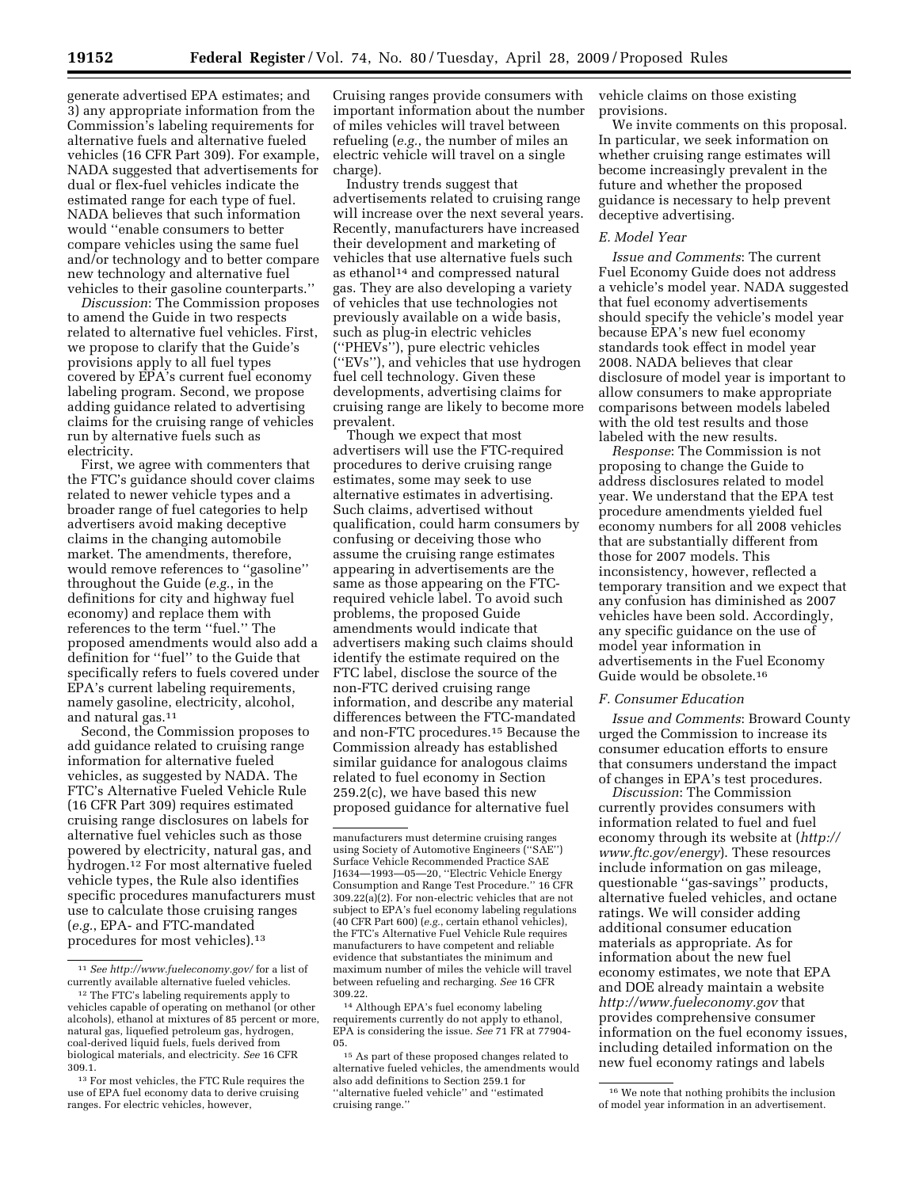generate advertised EPA estimates; and 3) any appropriate information from the Commission's labeling requirements for alternative fuels and alternative fueled vehicles (16 CFR Part 309). For example, NADA suggested that advertisements for dual or flex-fuel vehicles indicate the estimated range for each type of fuel. NADA believes that such information would ''enable consumers to better compare vehicles using the same fuel and/or technology and to better compare new technology and alternative fuel vehicles to their gasoline counterparts.''

*Discussion*: The Commission proposes to amend the Guide in two respects related to alternative fuel vehicles. First, we propose to clarify that the Guide's provisions apply to all fuel types covered by EPA's current fuel economy labeling program. Second, we propose adding guidance related to advertising claims for the cruising range of vehicles run by alternative fuels such as electricity.

First, we agree with commenters that the FTC's guidance should cover claims related to newer vehicle types and a broader range of fuel categories to help advertisers avoid making deceptive claims in the changing automobile market. The amendments, therefore, would remove references to ''gasoline'' throughout the Guide (*e.g.*, in the definitions for city and highway fuel economy) and replace them with references to the term ''fuel.'' The proposed amendments would also add a definition for ''fuel'' to the Guide that specifically refers to fuels covered under EPA's current labeling requirements, namely gasoline, electricity, alcohol, and natural gas.[11]

Second, the Commission proposes to add guidance related to cruising range information for alternative fueled vehicles, as suggested by NADA. The FTC's Alternative Fueled Vehicle Rule (16 CFR Part 309) requires estimated cruising range disclosures on labels for alternative fuel vehicles such as those powered by electricity, natural gas, and hydrogen.[12] For most alternative fueled vehicle types, the Rule also identifies specific procedures manufacturers must use to calculate those cruising ranges (*e.g.*, EPA- and FTC-mandated procedures for most vehicles).[13] Cruising ranges provide consumers with important information about the number of miles vehicles will travel between refueling (*e.g.*, the number of miles an electric vehicle will travel on a single charge).

Industry trends suggest that advertisements related to cruising range will increase over the next several years. Recently, manufacturers have increased their development and marketing of vehicles that use alternative fuels such as ethanol[14] and compressed natural gas. They are also developing a variety of vehicles that use technologies not previously available on a wide basis, such as plug-in electric vehicles (''PHEVs''), pure electric vehicles (''EVs''), and vehicles that use hydrogen fuel cell technology. Given these developments, advertising claims for cruising range are likely to become more prevalent.

Though we expect that most advertisers will use the FTC-required procedures to derive cruising range estimates, some may seek to use alternative estimates in advertising. Such claims, advertised without qualification, could harm consumers by confusing or deceiving those who assume the cruising range estimates appearing in advertisements are the same as those appearing on the FTC-required vehicle label. To avoid such problems, the proposed Guide amendments would indicate that advertisers making such claims should identify the estimate required on the FTC label, disclose the source of the non-FTC derived cruising range information, and describe any material differences between the FTC-mandated and non-FTC procedures.[15] Because the Commission already has established similar guidance for analogous claims related to fuel economy in Section 259.2(c), we have based this new proposed guidance for alternative fuel vehicle claims on those existing provisions.

We invite comments on this proposal. In particular, we seek information on whether cruising range estimates will become increasingly prevalent in the future and whether the proposed guidance is necessary to help prevent deceptive advertising.

### *E. Model Year*

*Issue and Comments*: The current Fuel Economy Guide does not address a vehicle's model year. NADA suggested that fuel economy advertisements should specify the vehicle's model year because EPA's new fuel economy standards took effect in model year 2008. NADA believes that clear disclosure of model year is important to allow consumers to make appropriate comparisons between models labeled with the old test results and those labeled with the new results.

*Response*: The Commission is not proposing to change the Guide to address disclosures related to model year. We understand that the EPA test procedure amendments yielded fuel economy numbers for all 2008 vehicles that are substantially different from those for 2007 models. This inconsistency, however, reflected a temporary transition and we expect that any confusion has diminished as 2007 vehicles have been sold. Accordingly, any specific guidance on the use of model year information in advertisements in the Fuel Economy Guide would be obsolete.[16]

### *F. Consumer Education*

*Issue and Comments*: Broward County urged the Commission to increase its consumer education efforts to ensure that consumers understand the impact of changes in EPA's test procedures.

*Discussion*: The Commission currently provides consumers with information related to fuel and fuel economy through its website at (*http://www.ftc.gov/energy*). These resources include information on gas mileage, questionable ''gas-savings'' products, alternative fueled vehicles, and octane ratings. We will consider adding additional consumer education materials as appropriate. As for information about the new fuel economy estimates, we note that EPA and DOE already maintain a website *http://www.fueleconomy.gov* that provides comprehensive consumer information on the fuel economy issues, including detailed information on the new fuel economy ratings and labels

---

[11] *See http://www.fueleconomy.gov/* for a list of currently available alternative fueled vehicles.

[12] The FTC's labeling requirements apply to vehicles capable of operating on methanol (or other alcohols), ethanol at mixtures of 85 percent or more, natural gas, liquefied petroleum gas, hydrogen, coal-derived liquid fuels, fuels derived from biological materials, and electricity. *See* 16 CFR 309.1.

[13] For most vehicles, the FTC Rule requires the use of EPA fuel economy data to derive cruising ranges. For electric vehicles, however, manufacturers must determine cruising ranges using Society of Automotive Engineers (''SAE'') Surface Vehicle Recommended Practice SAE J1634—1993—05—20, ''Electric Vehicle Energy Consumption and Range Test Procedure.'' 16 CFR 309.22(a)(2). For non-electric vehicles that are not subject to EPA's fuel economy labeling regulations (40 CFR Part 600) (*e.g.*, certain ethanol vehicles), the FTC's Alternative Fuel Vehicle Rule requires manufacturers to have competent and reliable evidence that substantiates the minimum and maximum number of miles the vehicle will travel between refueling and recharging. *See* 16 CFR 309.22.

[14] Although EPA's fuel economy labeling requirements currently do not apply to ethanol, EPA is considering the issue. *See* 71 FR at 77904-05.

[15] As part of these proposed changes related to alternative fueled vehicles, the amendments would also add definitions to Section 259.1 for ''alternative fueled vehicle'' and ''estimated cruising range.''

[16] We note that nothing prohibits the inclusion of model year information in an advertisement.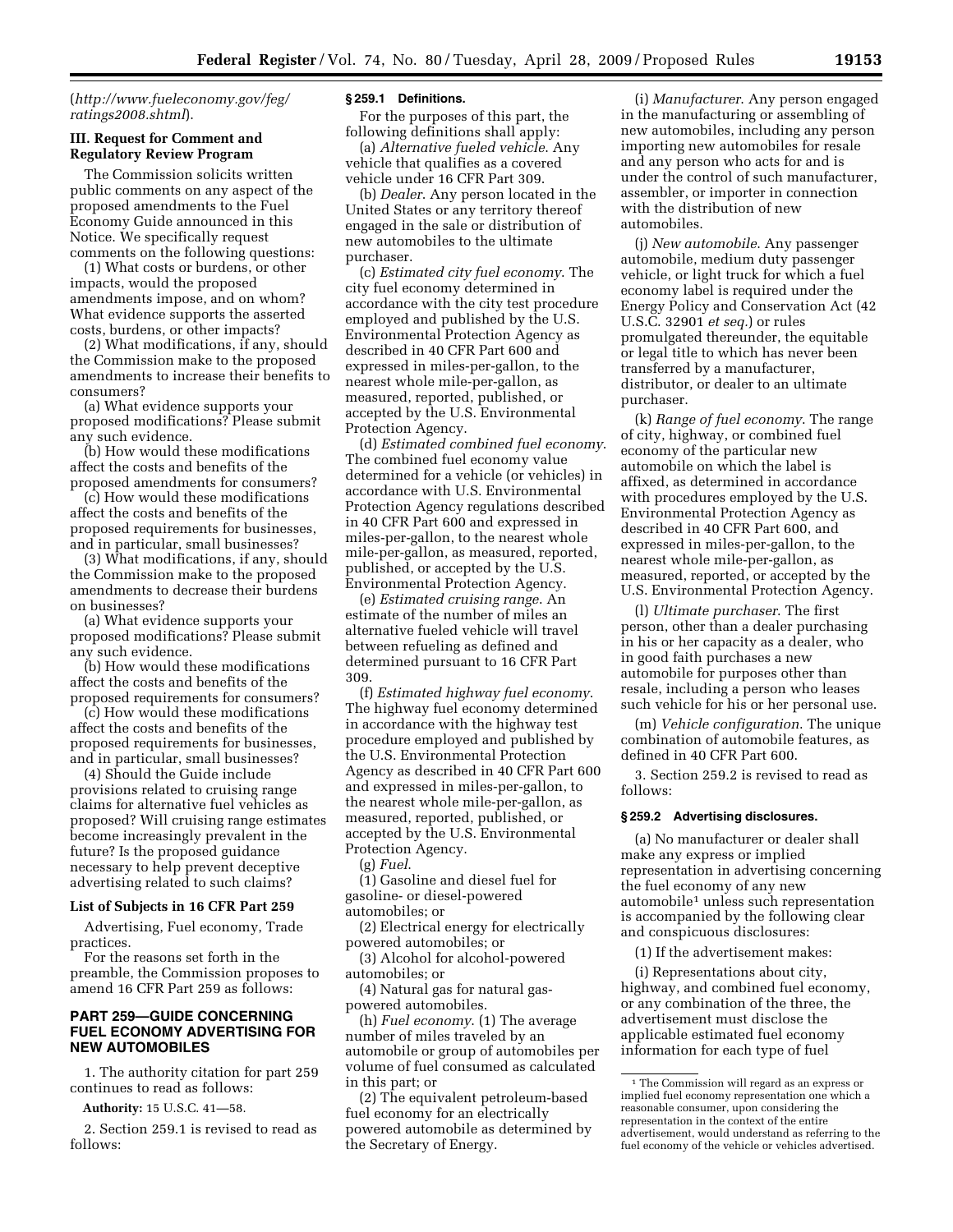(*http://www.fueleconomy.gov/feg/ratings2008.shtml*).

### III. Request for Comment and Regulatory Review Program

The Commission solicits written public comments on any aspect of the proposed amendments to the Fuel Economy Guide announced in this Notice. We specifically request comments on the following questions:

(1) What costs or burdens, or other impacts, would the proposed amendments impose, and on whom? What evidence supports the asserted costs, burdens, or other impacts?

(2) What modifications, if any, should the Commission make to the proposed amendments to increase their benefits to consumers?

(a) What evidence supports your proposed modifications? Please submit any such evidence.

(b) How would these modifications affect the costs and benefits of the proposed amendments for consumers?

(c) How would these modifications affect the costs and benefits of the proposed requirements for businesses, and in particular, small businesses?

(3) What modifications, if any, should the Commission make to the proposed amendments to decrease their burdens on businesses?

(a) What evidence supports your proposed modifications? Please submit any such evidence.

(b) How would these modifications affect the costs and benefits of the proposed requirements for consumers?

(c) How would these modifications affect the costs and benefits of the proposed requirements for businesses, and in particular, small businesses?

(4) Should the Guide include provisions related to cruising range claims for alternative fuel vehicles as proposed? Will cruising range estimates become increasingly prevalent in the future? Is the proposed guidance necessary to help prevent deceptive advertising related to such claims?

### List of Subjects in 16 CFR Part 259

Advertising, Fuel economy, Trade practices.

For the reasons set forth in the preamble, the Commission proposes to amend 16 CFR Part 259 as follows:

## PART 259—GUIDE CONCERNING FUEL ECONOMY ADVERTISING FOR NEW AUTOMOBILES

1. The authority citation for part 259 continues to read as follows:

**Authority:** 15 U.S.C. 41—58.

2. Section 259.1 is revised to read as follows:

#### § 259.1 Definitions.

For the purposes of this part, the following definitions shall apply:

(a) *Alternative fueled vehicle*. Any vehicle that qualifies as a covered vehicle under 16 CFR Part 309.

(b) *Dealer*. Any person located in the United States or any territory thereof engaged in the sale or distribution of new automobiles to the ultimate purchaser.

(c) *Estimated city fuel economy*. The city fuel economy determined in accordance with the city test procedure employed and published by the U.S. Environmental Protection Agency as described in 40 CFR Part 600 and expressed in miles-per-gallon, to the nearest whole mile-per-gallon, as measured, reported, published, or accepted by the U.S. Environmental Protection Agency.

(d) *Estimated combined fuel economy*. The combined fuel economy value determined for a vehicle (or vehicles) in accordance with U.S. Environmental Protection Agency regulations described in 40 CFR Part 600 and expressed in miles-per-gallon, to the nearest whole mile-per-gallon, as measured, reported, published, or accepted by the U.S. Environmental Protection Agency.

(e) *Estimated cruising range*. An estimate of the number of miles an alternative fueled vehicle will travel between refueling as defined and determined pursuant to 16 CFR Part 309.

(f) *Estimated highway fuel economy*. The highway fuel economy determined in accordance with the highway test procedure employed and published by the U.S. Environmental Protection Agency as described in 40 CFR Part 600 and expressed in miles-per-gallon, to the nearest whole mile-per-gallon, as measured, reported, published, or accepted by the U.S. Environmental Protection Agency.

(g) *Fuel*.

(1) Gasoline and diesel fuel for gasoline- or diesel-powered automobiles; or

(2) Electrical energy for electrically powered automobiles; or

(3) Alcohol for alcohol-powered automobiles; or

(4) Natural gas for natural gas-powered automobiles.

(h) *Fuel economy*. (1) The average number of miles traveled by an automobile or group of automobiles per volume of fuel consumed as calculated in this part; or

(2) The equivalent petroleum-based fuel economy for an electrically powered automobile as determined by the Secretary of Energy.

(i) *Manufacturer*. Any person engaged in the manufacturing or assembling of new automobiles, including any person importing new automobiles for resale and any person who acts for and is under the control of such manufacturer, assembler, or importer in connection with the distribution of new automobiles.

(j) *New automobile*. Any passenger automobile, medium duty passenger vehicle, or light truck for which a fuel economy label is required under the Energy Policy and Conservation Act (42 U.S.C. 32901 *et seq.*) or rules promulgated thereunder, the equitable or legal title to which has never been transferred by a manufacturer, distributor, or dealer to an ultimate purchaser.

(k) *Range of fuel economy*. The range of city, highway, or combined fuel economy of the particular new automobile on which the label is affixed, as determined in accordance with procedures employed by the U.S. Environmental Protection Agency as described in 40 CFR Part 600, and expressed in miles-per-gallon, to the nearest whole mile-per-gallon, as measured, reported, or accepted by the U.S. Environmental Protection Agency.

(l) *Ultimate purchaser*. The first person, other than a dealer purchasing in his or her capacity as a dealer, who in good faith purchases a new automobile for purposes other than resale, including a person who leases such vehicle for his or her personal use.

(m) *Vehicle configuration*. The unique combination of automobile features, as defined in 40 CFR Part 600.

3. Section 259.2 is revised to read as follows:

#### § 259.2 Advertising disclosures.

(a) No manufacturer or dealer shall make any express or implied representation in advertising concerning the fuel economy of any new automobile[1] unless such representation is accompanied by the following clear and conspicuous disclosures:

(1) If the advertisement makes:

(i) Representations about city, highway, and combined fuel economy, or any combination of the three, the advertisement must disclose the applicable estimated fuel economy information for each type of fuel

[1] The Commission will regard as an express or implied fuel economy representation one which a reasonable consumer, upon considering the representation in the context of the entire advertisement, would understand as referring to the fuel economy of the vehicle or vehicles advertised.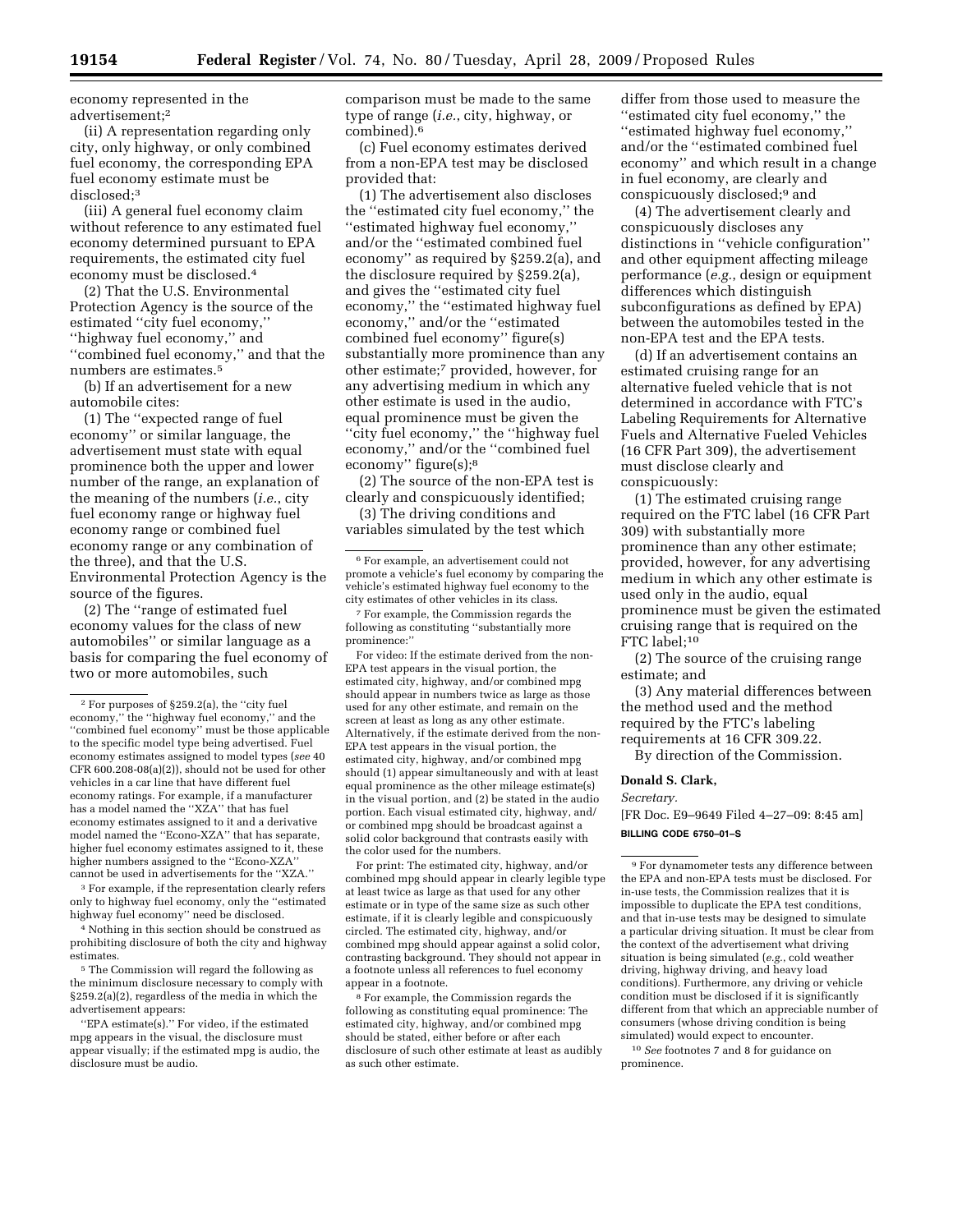economy represented in the advertisement;[2]

(ii) A representation regarding only city, only highway, or only combined fuel economy, the corresponding EPA fuel economy estimate must be disclosed;[3]

(iii) A general fuel economy claim without reference to any estimated fuel economy determined pursuant to EPA requirements, the estimated city fuel economy must be disclosed.[4]

(2) That the U.S. Environmental Protection Agency is the source of the estimated ''city fuel economy,'' ''highway fuel economy,'' and ''combined fuel economy,'' and that the numbers are estimates.[5]

(b) If an advertisement for a new automobile cites:

(1) The ''expected range of fuel economy'' or similar language, the advertisement must state with equal prominence both the upper and lower number of the range, an explanation of the meaning of the numbers (*i.e.*, city fuel economy range or highway fuel economy range or combined fuel economy range or any combination of the three), and that the U.S. Environmental Protection Agency is the source of the figures.

(2) The ''range of estimated fuel economy values for the class of new automobiles'' or similar language as a basis for comparing the fuel economy of two or more automobiles, such comparison must be made to the same type of range (*i.e.*, city, highway, or combined).[6]

(c) Fuel economy estimates derived from a non-EPA test may be disclosed provided that:

(1) The advertisement also discloses the ''estimated city fuel economy,'' the ''estimated highway fuel economy,'' and/or the ''estimated combined fuel economy'' as required by §259.2(a), and the disclosure required by §259.2(a), and gives the ''estimated city fuel economy,'' the ''estimated highway fuel economy,'' and/or the ''estimated combined fuel economy'' figure(s) substantially more prominence than any other estimate;[7] provided, however, for any advertising medium in which any other estimate is used in the audio, equal prominence must be given the ''city fuel economy,'' the ''highway fuel economy,'' and/or the ''combined fuel economy'' figure(s);[8]

(2) The source of the non-EPA test is clearly and conspicuously identified;

(3) The driving conditions and variables simulated by the test which differ from those used to measure the ''estimated city fuel economy,'' the ''estimated highway fuel economy,'' and/or the ''estimated combined fuel economy'' and which result in a change in fuel economy, are clearly and conspicuously disclosed;[9] and

(4) The advertisement clearly and conspicuously discloses any distinctions in ''vehicle configuration'' and other equipment affecting mileage performance (*e.g.*, design or equipment differences which distinguish subconfigurations as defined by EPA) between the automobiles tested in the non-EPA test and the EPA tests.

(d) If an advertisement contains an estimated cruising range for an alternative fueled vehicle that is not determined in accordance with FTC's Labeling Requirements for Alternative Fuels and Alternative Fueled Vehicles (16 CFR Part 309), the advertisement must disclose clearly and conspicuously:

(1) The estimated cruising range required on the FTC label (16 CFR Part 309) with substantially more prominence than any other estimate; provided, however, for any advertising medium in which any other estimate is used only in the audio, equal prominence must be given the estimated cruising range that is required on the FTC label;[10]

(2) The source of the cruising range estimate; and

(3) Any material differences between the method used and the method required by the FTC's labeling requirements at 16 CFR 309.22.

By direction of the Commission.

**Donald S. Clark,**

*Secretary.*

[FR Doc. E9–9649 Filed 4–27–09: 8:45 am]

**BILLING CODE 6750–01–S**

---

[2] For purposes of §259.2(a), the ''city fuel economy,'' the ''highway fuel economy,'' and the ''combined fuel economy'' must be those applicable to the specific model type being advertised. Fuel economy estimates assigned to model types (*see* 40 CFR 600.208-08(a)(2)), should not be used for other vehicles in a car line that have different fuel economy ratings. For example, if a manufacturer has a model named the ''XZA'' that has fuel economy estimates assigned to it and a derivative model named the ''Econo-XZA'' that has separate, higher fuel economy estimates assigned to it, these higher numbers assigned to the ''Econo-XZA'' cannot be used in advertisements for the ''XZA.''

[3] For example, if the representation clearly refers only to highway fuel economy, only the ''estimated highway fuel economy'' need be disclosed.

[4] Nothing in this section should be construed as prohibiting disclosure of both the city and highway estimates.

[5] The Commission will regard the following as the minimum disclosure necessary to comply with §259.2(a)(2), regardless of the media in which the advertisement appears:

''EPA estimate(s).'' For video, if the estimated mpg appears in the visual, the disclosure must appear visually; if the estimated mpg is audio, the disclosure must be audio.

[6] For example, an advertisement could not promote a vehicle's fuel economy by comparing the vehicle's estimated highway fuel economy to the city estimates of other vehicles in its class.

[7] For example, the Commission regards the following as constituting ''substantially more prominence:''

For video: If the estimate derived from the non-EPA test appears in the visual portion, the estimated city, highway, and/or combined mpg should appear in numbers twice as large as those used for any other estimate, and remain on the screen at least as long as any other estimate. Alternatively, if the estimate derived from the non-EPA test appears in the visual portion, the estimated city, highway, and/or combined mpg should (1) appear simultaneously and with at least equal prominence as the other mileage estimate(s) in the visual portion, and (2) be stated in the audio portion. Each visual estimated city, highway, and/or combined mpg should be broadcast against a solid color background that contrasts easily with the color used for the numbers.

For print: The estimated city, highway, and/or combined mpg should appear in clearly legible type at least twice as large as that used for any other estimate or in type of the same size as such other estimate, if it is clearly legible and conspicuously circled. The estimated city, highway, and/or combined mpg should appear against a solid color, contrasting background. They should not appear in a footnote unless all references to fuel economy appear in a footnote.

[8] For example, the Commission regards the following as constituting equal prominence: The estimated city, highway, and/or combined mpg should be stated, either before or after each disclosure of such other estimate at least as audibly as such other estimate.

[9] For dynamometer tests any difference between the EPA and non-EPA tests must be disclosed. For in-use tests, the Commission realizes that it is impossible to duplicate the EPA test conditions, and that in-use tests may be designed to simulate a particular driving situation. It must be clear from the context of the advertisement what driving situation is being simulated (*e.g.*, cold weather driving, highway driving, and heavy load conditions). Furthermore, any driving or vehicle condition must be disclosed if it is significantly different from that which an appreciable number of consumers (whose driving condition is being simulated) would expect to encounter.

[10] *See* footnotes 7 and 8 for guidance on prominence.